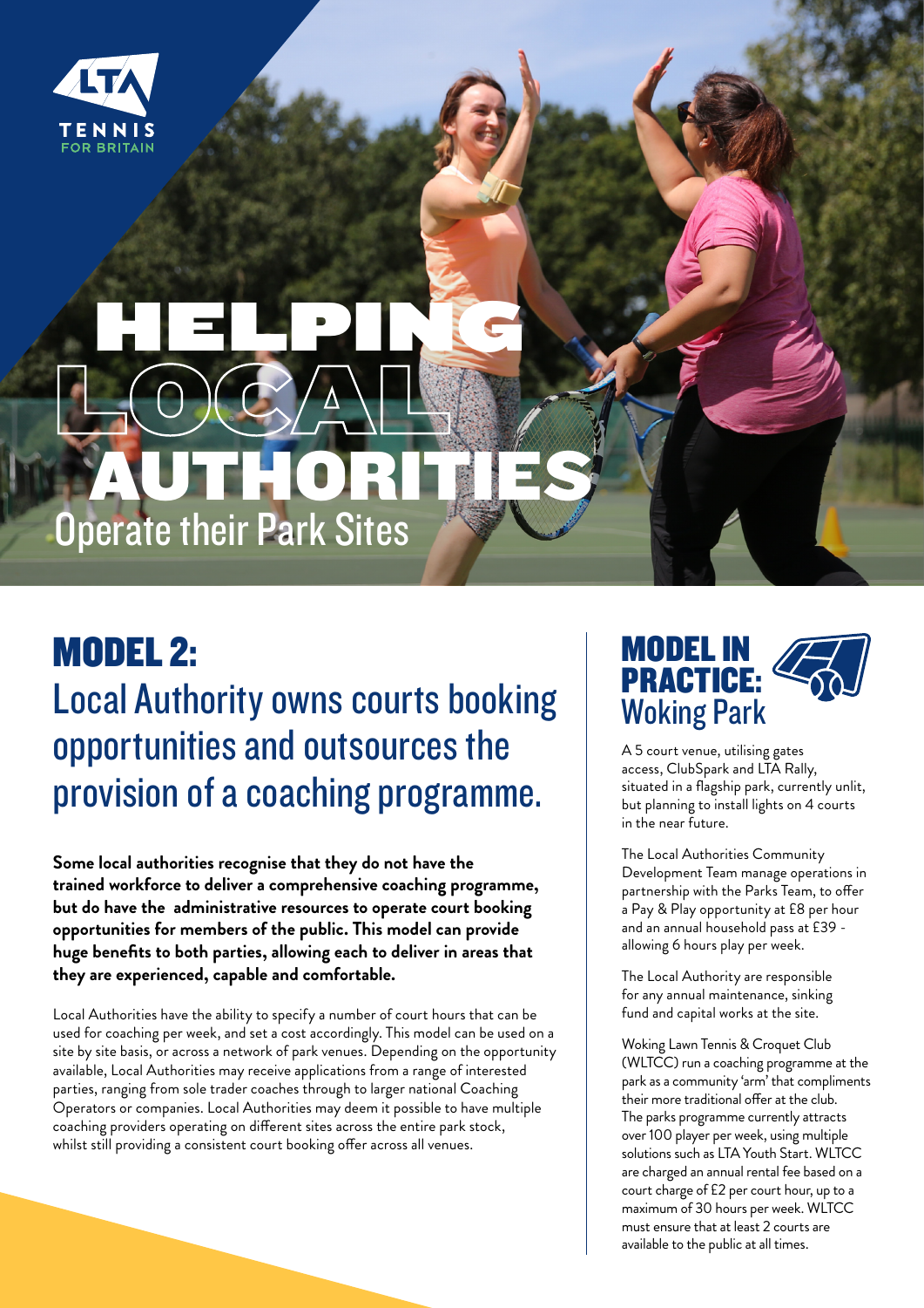LTA TENNIS FOR BRITAIN

# HELPING LOCAL AUTHORITIES

## Operate their Park Sites

## MODEL 2:

### Local Authority owns courts booking opportunities and outsources the provision of a coaching programme.

**Some local authorities recognise that they do not have the trained workforce to deliver a comprehensive coaching programme, but do have the administrative resources to operate court booking opportunities for members of the public. This model can provide huge benefits to both parties, allowing each to deliver in areas that they are experienced, capable and comfortable.**

Local Authorities have the ability to specify a number of court hours that can be used for coaching per week, and set a cost accordingly. This model can be used on a site by site basis, or across a network of park venues. Depending on the opportunity available, Local Authorities may receive applications from a range of interested parties, ranging from sole trader coaches through to larger national Coaching Operators or companies. Local Authorities may deem it possible to have multiple coaching providers operating on different sites across the entire park stock, whilst still providing a consistent court booking offer across all venues.

## MODEL IN PRACTICE: Woking Park

A 5 court venue, utilising gates access, ClubSpark and LTA Rally, situated in a flagship park, currently unlit, but planning to install lights on 4 courts in the near future.

The Local Authorities Community Development Team manage operations in partnership with the Parks Team, to offer a Pay & Play opportunity at £8 per hour and an annual household pass at £39 - allowing 6 hours play per week.

The Local Authority are responsible for any annual maintenance, sinking fund and capital works at the site.

Woking Lawn Tennis & Croquet Club (WLTCC) run a coaching programme at the park as a community 'arm' that compliments their more traditional offer at the club. The parks programme currently attracts over 100 player per week, using multiple solutions such as LTA Youth Start. WLTCC are charged an annual rental fee based on a court charge of £2 per court hour, up to a maximum of 30 hours per week. WLTCC must ensure that at least 2 courts are available to the public at all times.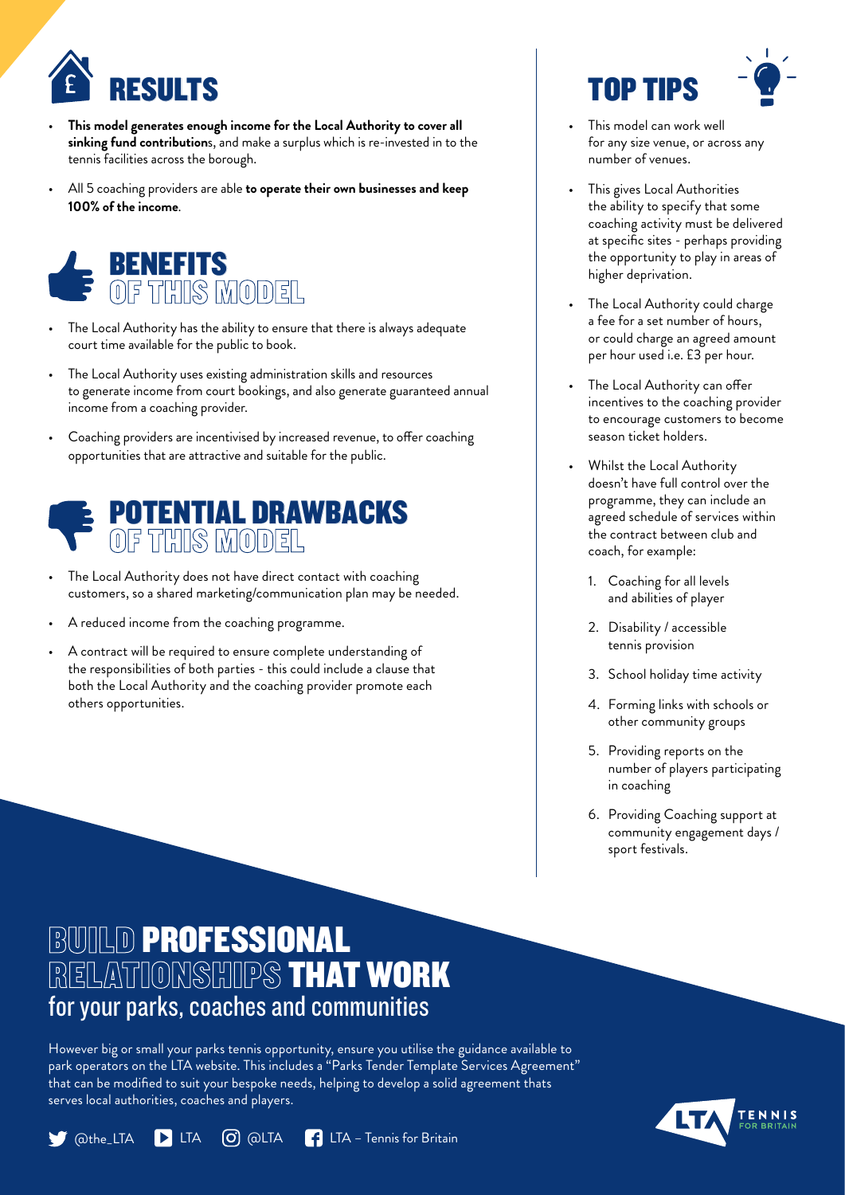# RESULTS

- **This model generates enough income for the Local Authority to cover all sinking fund contribution**s, and make a surplus which is re-invested in to the tennis facilities across the borough.
- All 5 coaching providers are able **to operate their own businesses and keep 100% of the income**.

## BENEFITS OF THIS MODEL

- The Local Authority has the ability to ensure that there is always adequate court time available for the public to book.
- The Local Authority uses existing administration skills and resources to generate income from court bookings, and also generate guaranteed annual income from a coaching provider.
- Coaching providers are incentivised by increased revenue, to offer coaching opportunities that are attractive and suitable for the public.

## POTENTIAL DRAWBACKS OF THIS MODEL

- The Local Authority does not have direct contact with coaching customers, so a shared marketing/communication plan may be needed.
- A reduced income from the coaching programme.
- A contract will be required to ensure complete understanding of the responsibilities of both parties - this could include a clause that both the Local Authority and the coaching provider promote each others opportunities.

## TOP TIPS

- This model can work well for any size venue, or across any number of venues.
- This gives Local Authorities the ability to specify that some coaching activity must be delivered at specific sites - perhaps providing the opportunity to play in areas of higher deprivation.
- The Local Authority could charge a fee for a set number of hours, or could charge an agreed amount per hour used i.e. £3 per hour.
- The Local Authority can offer incentives to the coaching provider to encourage customers to become season ticket holders.
- Whilst the Local Authority doesn't have full control over the programme, they can include an agreed schedule of services within the contract between club and coach, for example:
  1. Coaching for all levels and abilities of player
  2. Disability / accessible tennis provision
  3. School holiday time activity
  4. Forming links with schools or other community groups
  5. Providing reports on the number of players participating in coaching
  6. Providing Coaching support at community engagement days / sport festivals.

## BUILD PROFESSIONAL RELATIONSHIPS THAT WORK for your parks, coaches and communities

However big or small your parks tennis opportunity, ensure you utilise the guidance available to park operators on the LTA website. This includes a "Parks Tender Template Services Agreement" that can be modified to suit your bespoke needs, helping to develop a solid agreement thats serves local authorities, coaches and players.

@the_LTA LTA @LTA LTA – Tennis for Britain

LTA TENNIS FOR BRITAIN